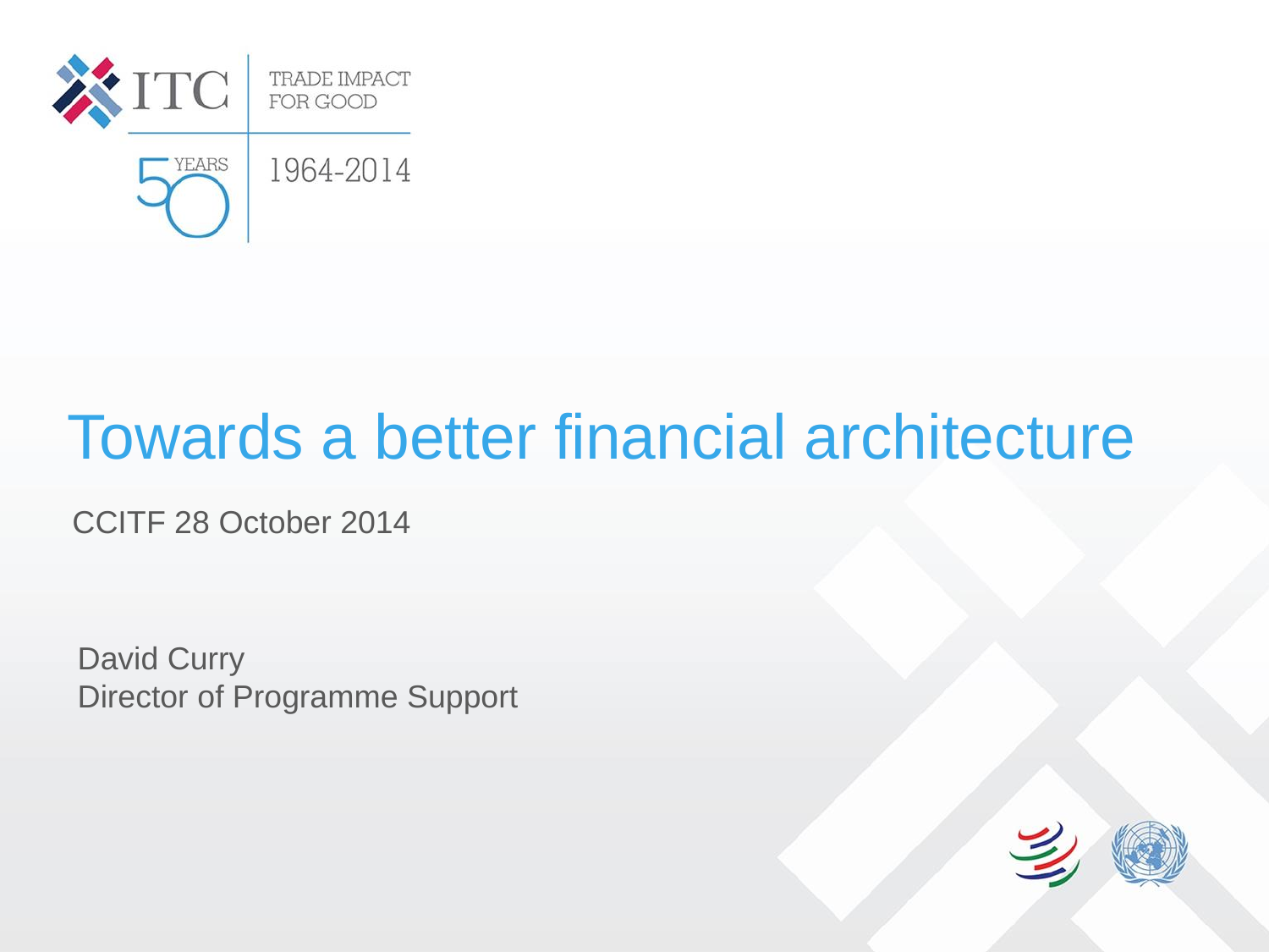ITC TRADE IMPACT FOR GOOD

50 YEARS 1964-2014

# Towards a better financial architecture

CCITF 28 October 2014

David Curry
Director of Programme Support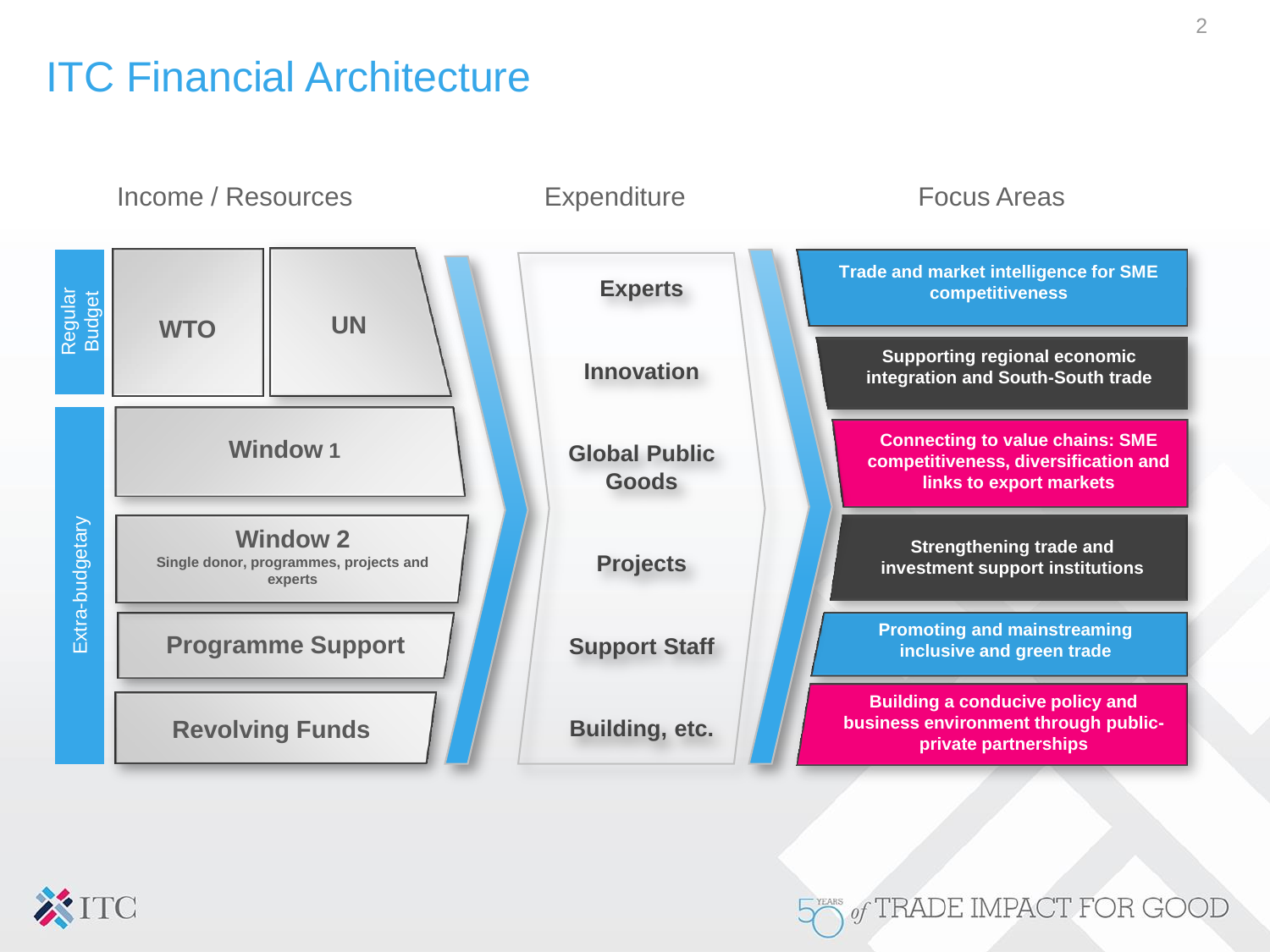# ITC Financial Architecture

## Income / Resources

**Regular Budget**

- WTO
- UN

**Extra-budgetary**

- Window 1
- Window 2
  Single donor, programmes, projects and experts
- Programme Support
- Revolving Funds

## Expenditure

- Experts
- Innovation
- Global Public Goods
- Projects
- Support Staff
- Building, etc.

## Focus Areas

- Trade and market intelligence for SME competitiveness
- Supporting regional economic integration and South-South trade
- Connecting to value chains: SME competitiveness, diversification and links to export markets
- Strengthening trade and investment support institutions
- Promoting and mainstreaming inclusive and green trade
- Building a conducive policy and business environment through public-private partnerships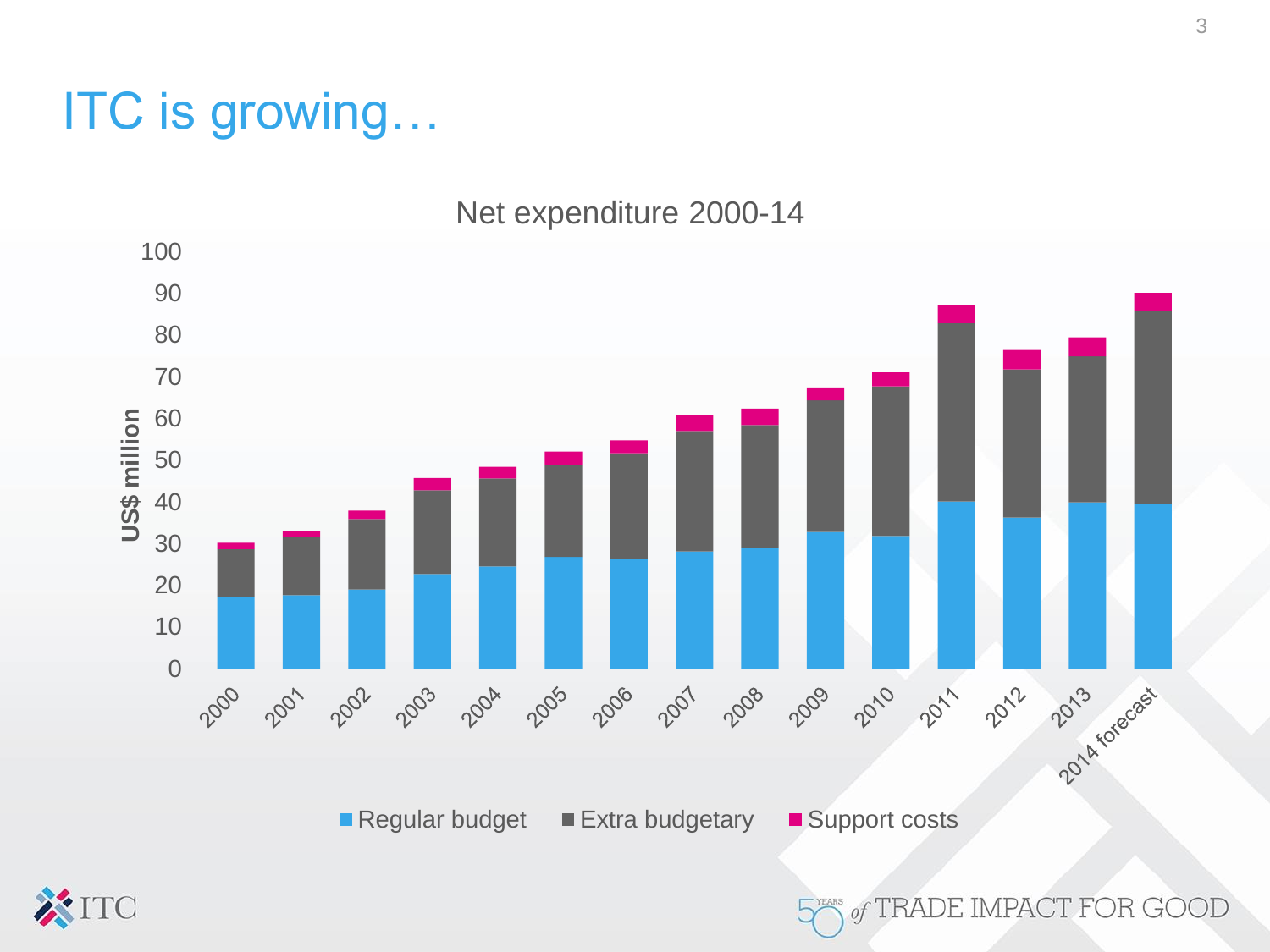# ITC is growing…

Net expenditure 2000-14

US$ million

Regular budget | Extra budgetary | Support costs

2000, 2001, 2002, 2003, 2004, 2005, 2006, 2007, 2008, 2009, 2010, 2011, 2012, 2013, 2014 forecast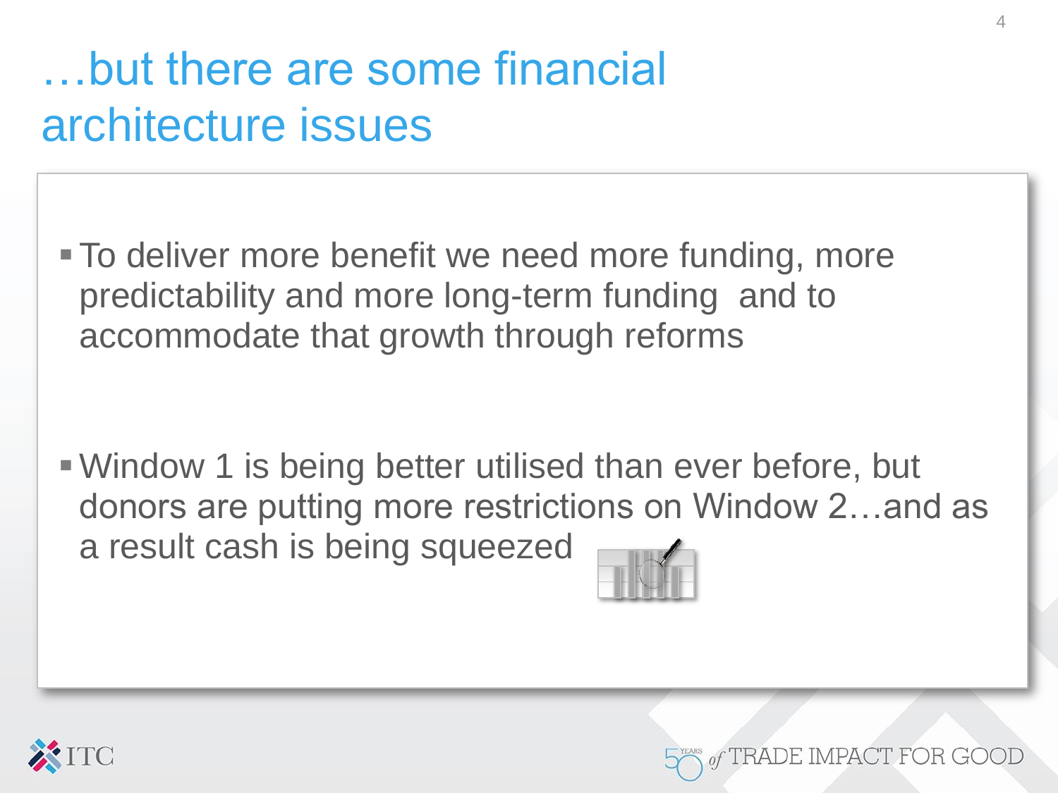# …but there are some financial architecture issues

- To deliver more benefit we need more funding, more predictability and more long-term funding  and to accommodate that growth through reforms

- Window 1 is being better utilised than ever before, but donors are putting more restrictions on Window 2…and as a result cash is being squeezed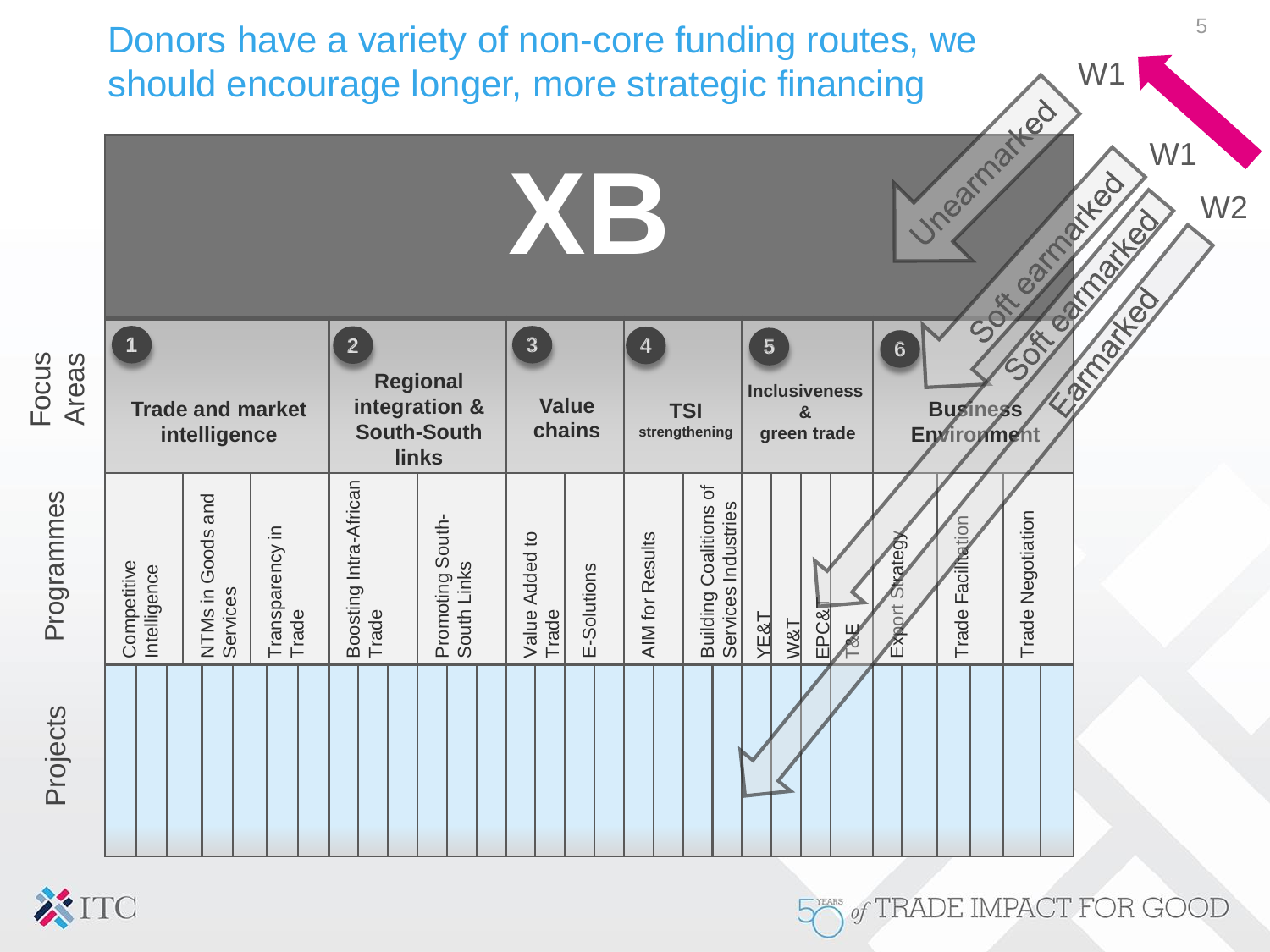# Donors have a variety of non-core funding routes, we should encourage longer, more strategic financing

**XB**

W1 — Unearmarked

W1 — Soft earmarked

W2 — Soft earmarked

Earmarked

| Focus Areas | 1 Trade and market intelligence | | | 2 Regional integration & South-South links | | 3 Value chains | | 4 TSI strengthening | | 5 Inclusiveness & green trade | | | | 6 Business Environment | | |
|---|---|---|---|---|---|---|---|---|---|---|---|---|---|---|---|---|
| Programmes | Competitive Intelligence | NTMs in Goods and Services | Transparency in Trade | Boosting Intra-African Trade | Promoting South-South Links | Value Added to Trade | E-Solutions | AIM for Results | Building Coalitions of Services Industries | YE&T | W&T | EPC& | T&E | Export Strategy | Trade Facilitation | Trade Negotiation |
| Projects | | | | | | | | | | | | | | | | |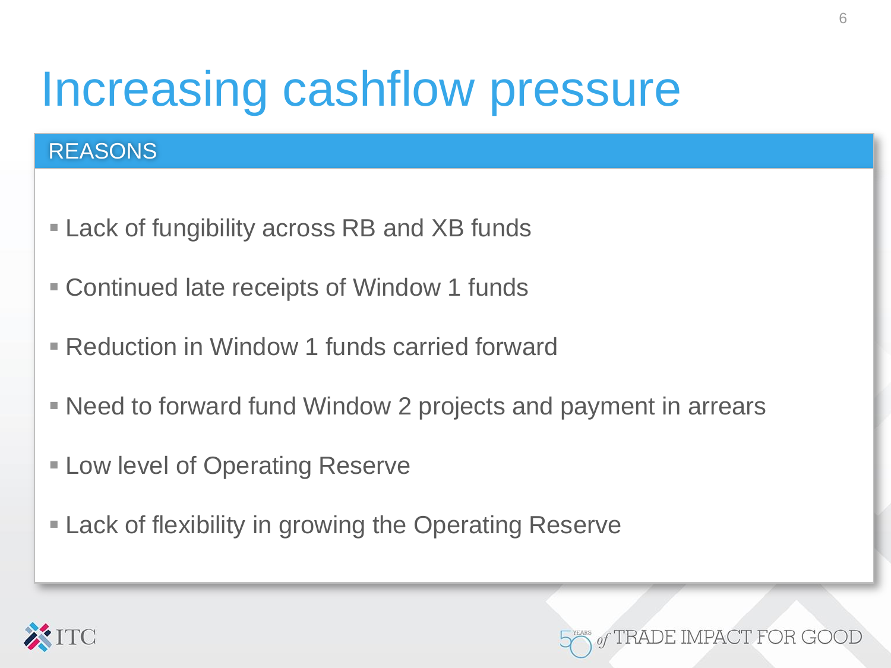# Increasing cashflow pressure

## REASONS

- Lack of fungibility across RB and XB funds
- Continued late receipts of Window 1 funds
- Reduction in Window 1 funds carried forward
- Need to forward fund Window 2 projects and payment in arrears
- Low level of Operating Reserve
- Lack of flexibility in growing the Operating Reserve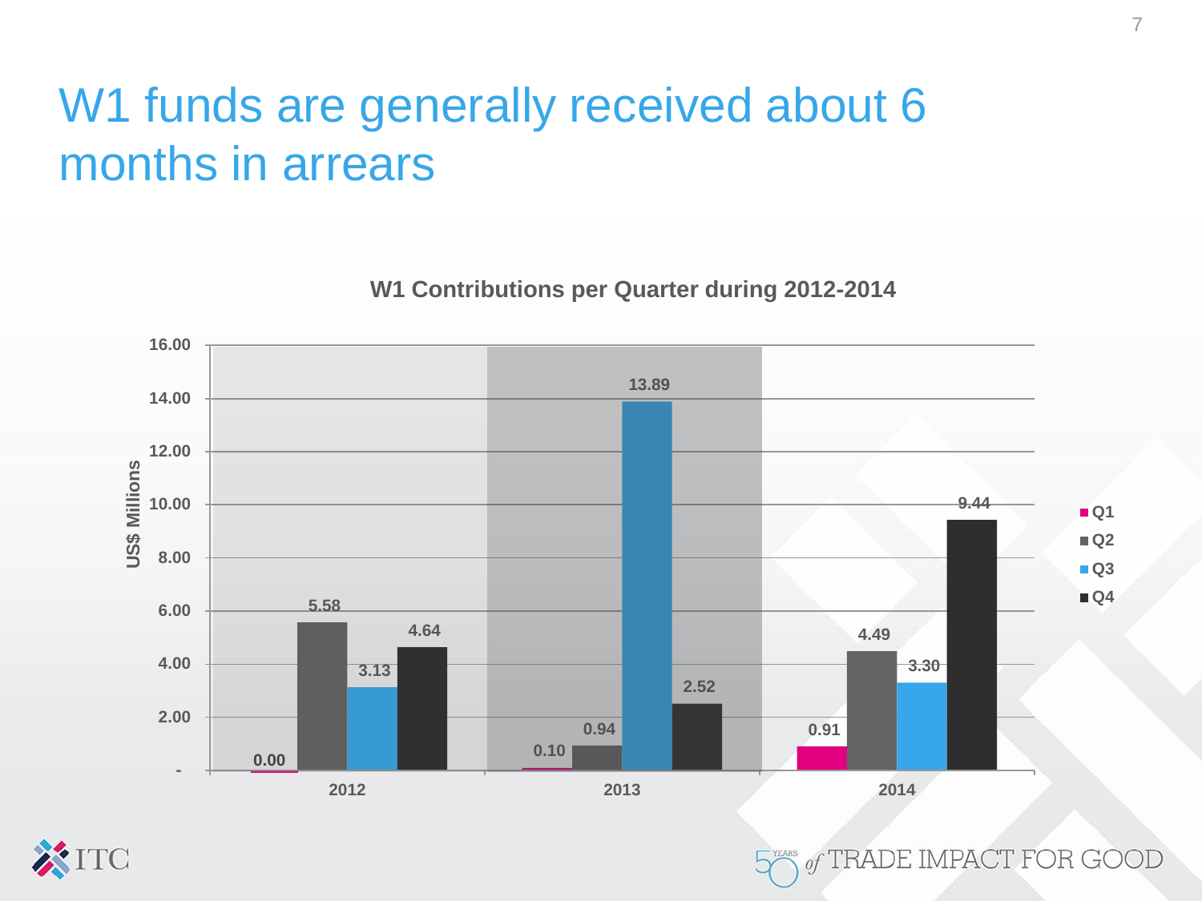# W1 funds are generally received about 6 months in arrears

**W1 Contributions per Quarter during 2012-2014**

| Year | Q1 | Q2 | Q3 | Q4 |
|---|---|---|---|---|
| 2012 | 0.00 | 5.58 | 3.13 | 4.64 |
| 2013 | 0.10 | 0.94 | 13.89 | 2.52 |
| 2014 | 0.91 | 4.49 | 3.30 | 9.44 |

US$ Millions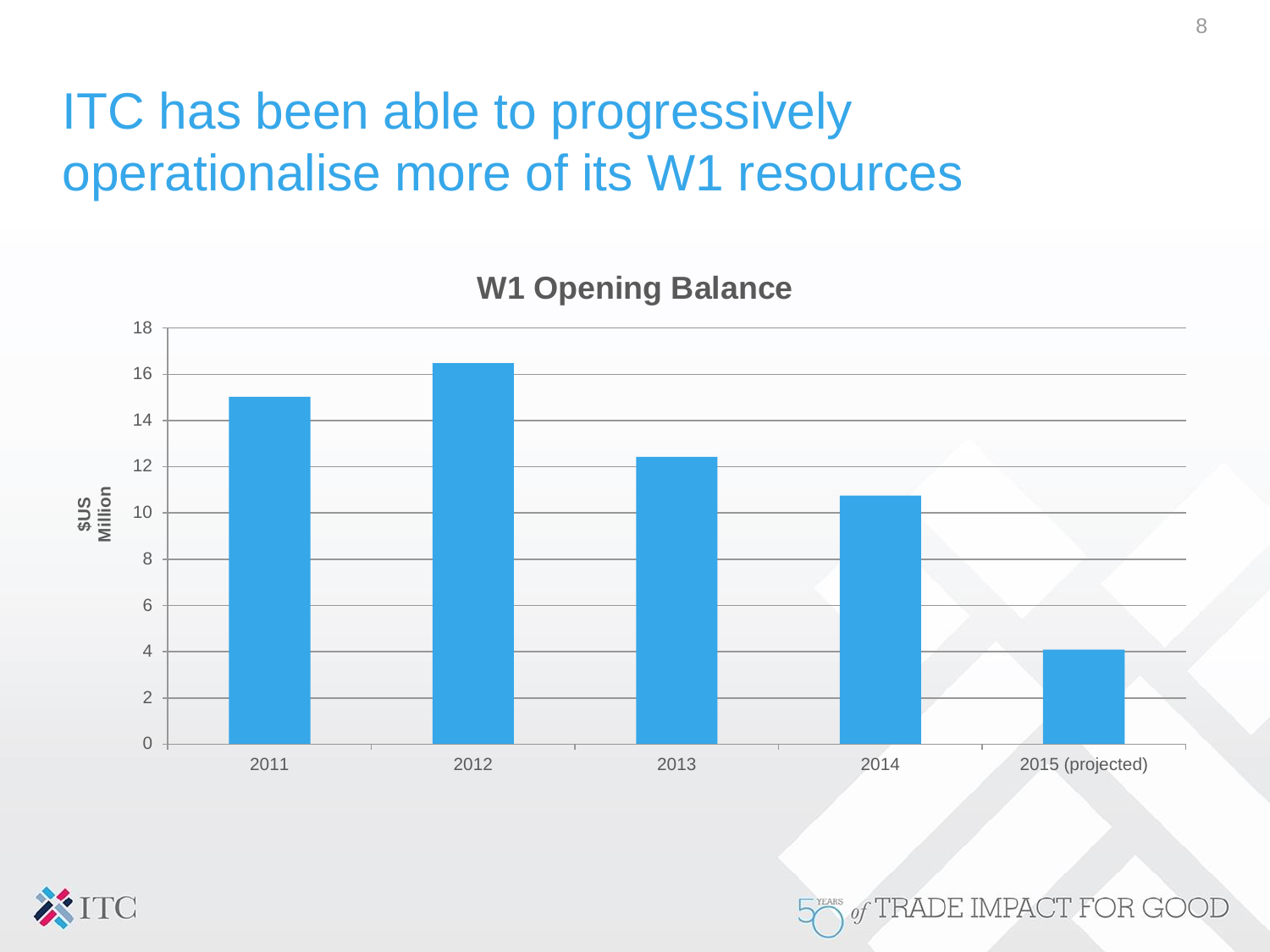# ITC has been able to progressively operationalise more of its W1 resources

**W1 Opening Balance**

| Year | $US Million |
| --- | --- |
| 2011 | 15.0 |
| 2012 | 16.5 |
| 2013 | 12.4 |
| 2014 | 10.7 |
| 2015 (projected) | 4.1 |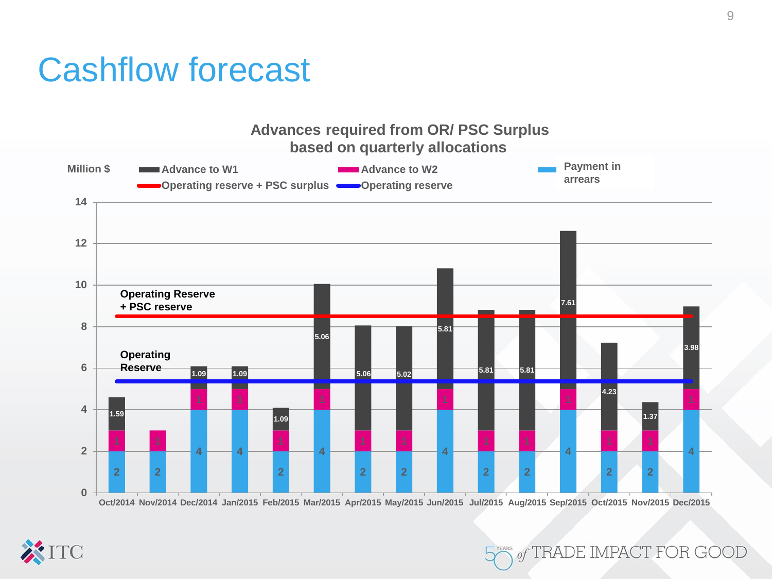# Cashflow forecast

**Advances required from OR/ PSC Surplus based on quarterly allocations**

Million $

Legend: Advance to W1 | Advance to W2 | Payment in arrears | Operating reserve + PSC surplus | Operating reserve

| Month | Payment in arrears | Advance to W2 | Advance to W1 |
|---|---|---|---|
| Oct/2014 | 2 | 1 | 1.59 |
| Nov/2014 | 2 | 1 | |
| Dec/2014 | 4 | 1 | 1.09 |
| Jan/2015 | 4 | 1 | 1.09 |
| Feb/2015 | 2 | 1 | 1.09 |
| Mar/2015 | 4 | 1 | 5.06 |
| Apr/2015 | 2 | 1 | 5.06 |
| May/2015 | 2 | 1 | 5.02 |
| Jun/2015 | 4 | 1 | 5.81 |
| Jul/2015 | 2 | 1 | 5.81 |
| Aug/2015 | 2 | 1 | 5.81 |
| Sep/2015 | 4 | 1 | 7.61 |
| Oct/2015 | 2 | 1 | 4.23 |
| Nov/2015 | 2 | 1 | 1.37 |
| Dec/2015 | 4 | 1 | 3.98 |

Operating Reserve + PSC reserve

Operating Reserve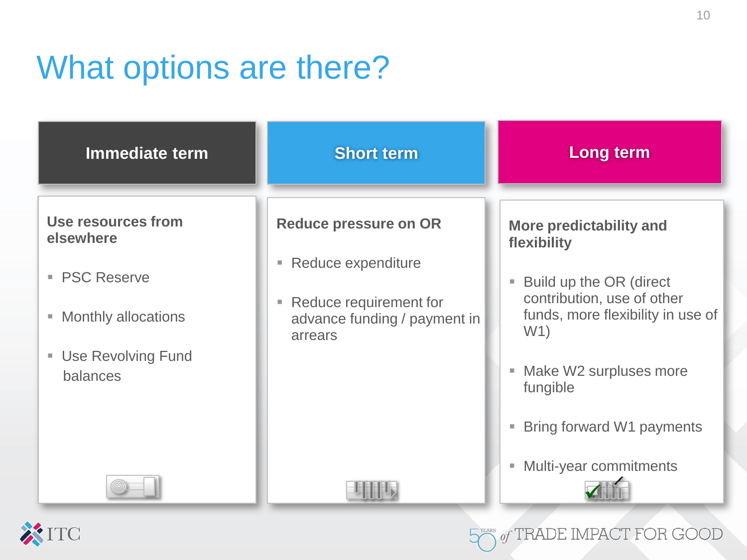# What options are there?

## Immediate term

**Use resources from elsewhere**

- PSC Reserve
- Monthly allocations
- Use Revolving Fund balances

## Short term

**Reduce pressure on OR**

- Reduce expenditure
- Reduce requirement for advance funding / payment in arrears

## Long term

**More predictability and flexibility**

- Build up the OR (direct contribution, use of other funds, more flexibility in use of W1)
- Make W2 surpluses more fungible
- Bring forward W1 payments
- Multi-year commitments

ITC

50 YEARS of TRADE IMPACT FOR GOOD